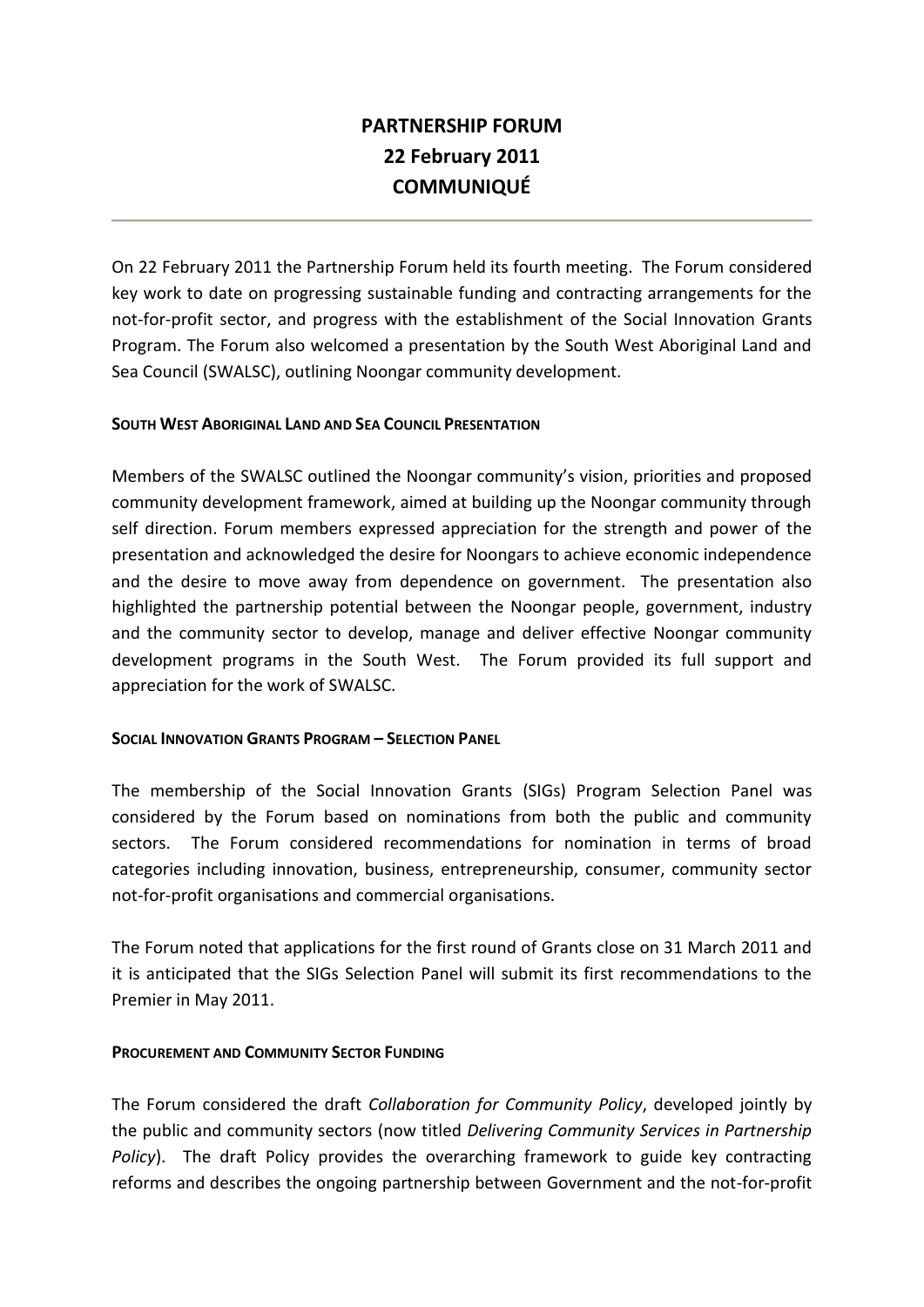# PARTNERSHIP FORUM
# 22 February 2011
# COMMUNIQUÉ

---

On 22 February 2011 the Partnership Forum held its fourth meeting. The Forum considered key work to date on progressing sustainable funding and contracting arrangements for the not-for-profit sector, and progress with the establishment of the Social Innovation Grants Program. The Forum also welcomed a presentation by the South West Aboriginal Land and Sea Council (SWALSC), outlining Noongar community development.

## SOUTH WEST ABORIGINAL LAND AND SEA COUNCIL PRESENTATION

Members of the SWALSC outlined the Noongar community's vision, priorities and proposed community development framework, aimed at building up the Noongar community through self direction. Forum members expressed appreciation for the strength and power of the presentation and acknowledged the desire for Noongars to achieve economic independence and the desire to move away from dependence on government. The presentation also highlighted the partnership potential between the Noongar people, government, industry and the community sector to develop, manage and deliver effective Noongar community development programs in the South West. The Forum provided its full support and appreciation for the work of SWALSC.

## SOCIAL INNOVATION GRANTS PROGRAM – SELECTION PANEL

The membership of the Social Innovation Grants (SIGs) Program Selection Panel was considered by the Forum based on nominations from both the public and community sectors. The Forum considered recommendations for nomination in terms of broad categories including innovation, business, entrepreneurship, consumer, community sector not-for-profit organisations and commercial organisations.

The Forum noted that applications for the first round of Grants close on 31 March 2011 and it is anticipated that the SIGs Selection Panel will submit its first recommendations to the Premier in May 2011.

## PROCUREMENT AND COMMUNITY SECTOR FUNDING

The Forum considered the draft *Collaboration for Community Policy*, developed jointly by the public and community sectors (now titled *Delivering Community Services in Partnership Policy*). The draft Policy provides the overarching framework to guide key contracting reforms and describes the ongoing partnership between Government and the not-for-profit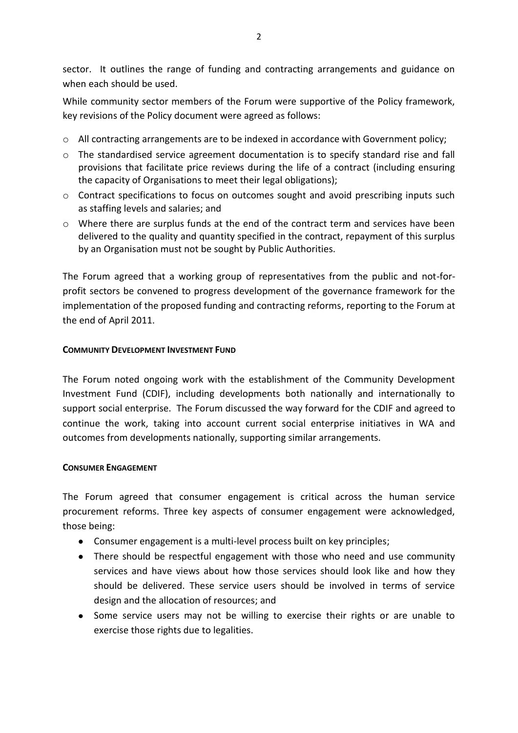sector. It outlines the range of funding and contracting arrangements and guidance on when each should be used.

While community sector members of the Forum were supportive of the Policy framework, key revisions of the Policy document were agreed as follows:

- All contracting arrangements are to be indexed in accordance with Government policy;
- The standardised service agreement documentation is to specify standard rise and fall provisions that facilitate price reviews during the life of a contract (including ensuring the capacity of Organisations to meet their legal obligations);
- Contract specifications to focus on outcomes sought and avoid prescribing inputs such as staffing levels and salaries; and
- Where there are surplus funds at the end of the contract term and services have been delivered to the quality and quantity specified in the contract, repayment of this surplus by an Organisation must not be sought by Public Authorities.

The Forum agreed that a working group of representatives from the public and not-for-profit sectors be convened to progress development of the governance framework for the implementation of the proposed funding and contracting reforms, reporting to the Forum at the end of April 2011.

## COMMUNITY DEVELOPMENT INVESTMENT FUND

The Forum noted ongoing work with the establishment of the Community Development Investment Fund (CDIF), including developments both nationally and internationally to support social enterprise. The Forum discussed the way forward for the CDIF and agreed to continue the work, taking into account current social enterprise initiatives in WA and outcomes from developments nationally, supporting similar arrangements.

## CONSUMER ENGAGEMENT

The Forum agreed that consumer engagement is critical across the human service procurement reforms. Three key aspects of consumer engagement were acknowledged, those being:

- Consumer engagement is a multi-level process built on key principles;
- There should be respectful engagement with those who need and use community services and have views about how those services should look like and how they should be delivered. These service users should be involved in terms of service design and the allocation of resources; and
- Some service users may not be willing to exercise their rights or are unable to exercise those rights due to legalities.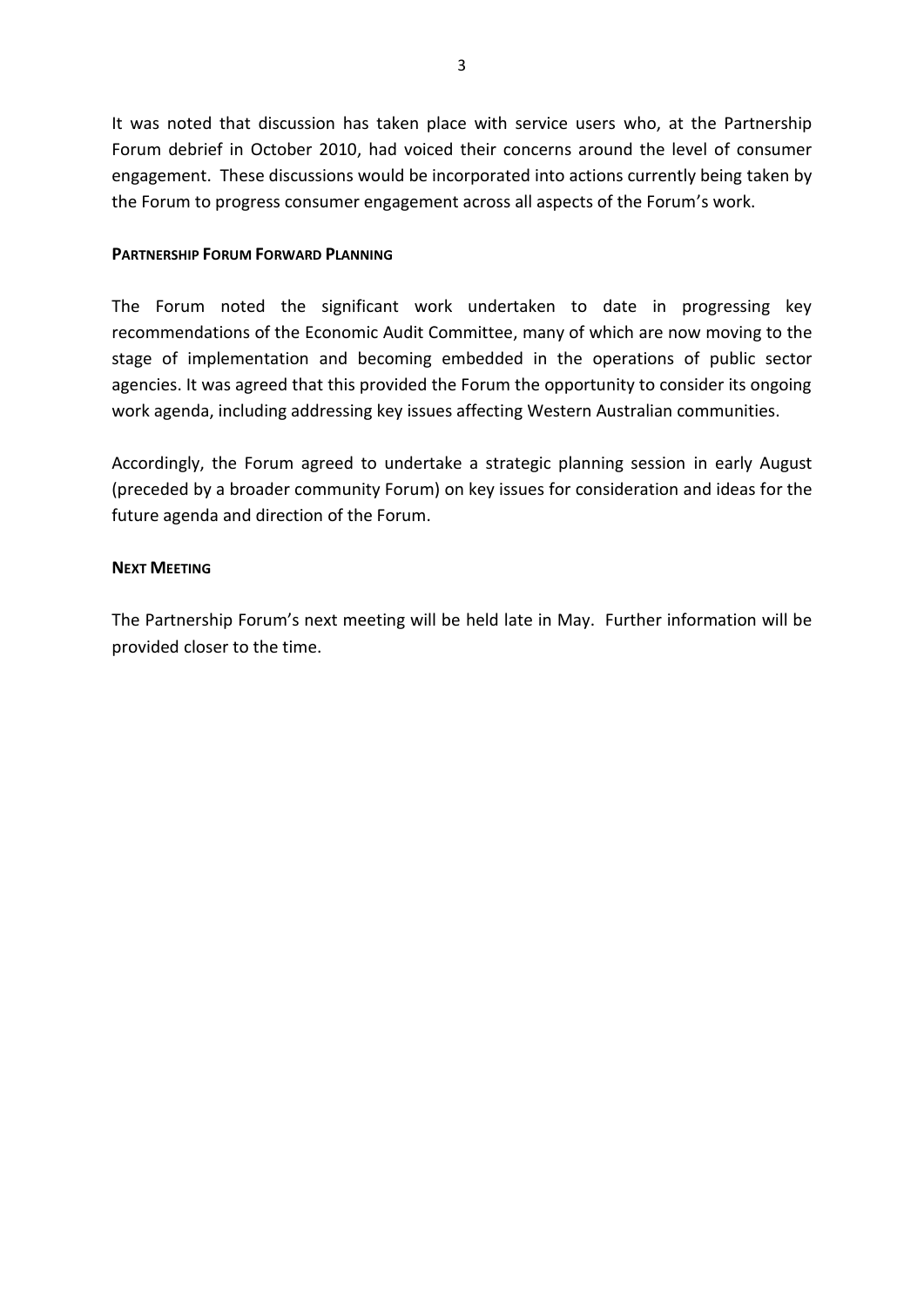It was noted that discussion has taken place with service users who, at the Partnership Forum debrief in October 2010, had voiced their concerns around the level of consumer engagement. These discussions would be incorporated into actions currently being taken by the Forum to progress consumer engagement across all aspects of the Forum's work.

**PARTNERSHIP FORUM FORWARD PLANNING**

The Forum noted the significant work undertaken to date in progressing key recommendations of the Economic Audit Committee, many of which are now moving to the stage of implementation and becoming embedded in the operations of public sector agencies. It was agreed that this provided the Forum the opportunity to consider its ongoing work agenda, including addressing key issues affecting Western Australian communities.

Accordingly, the Forum agreed to undertake a strategic planning session in early August (preceded by a broader community Forum) on key issues for consideration and ideas for the future agenda and direction of the Forum.

**NEXT MEETING**

The Partnership Forum's next meeting will be held late in May. Further information will be provided closer to the time.